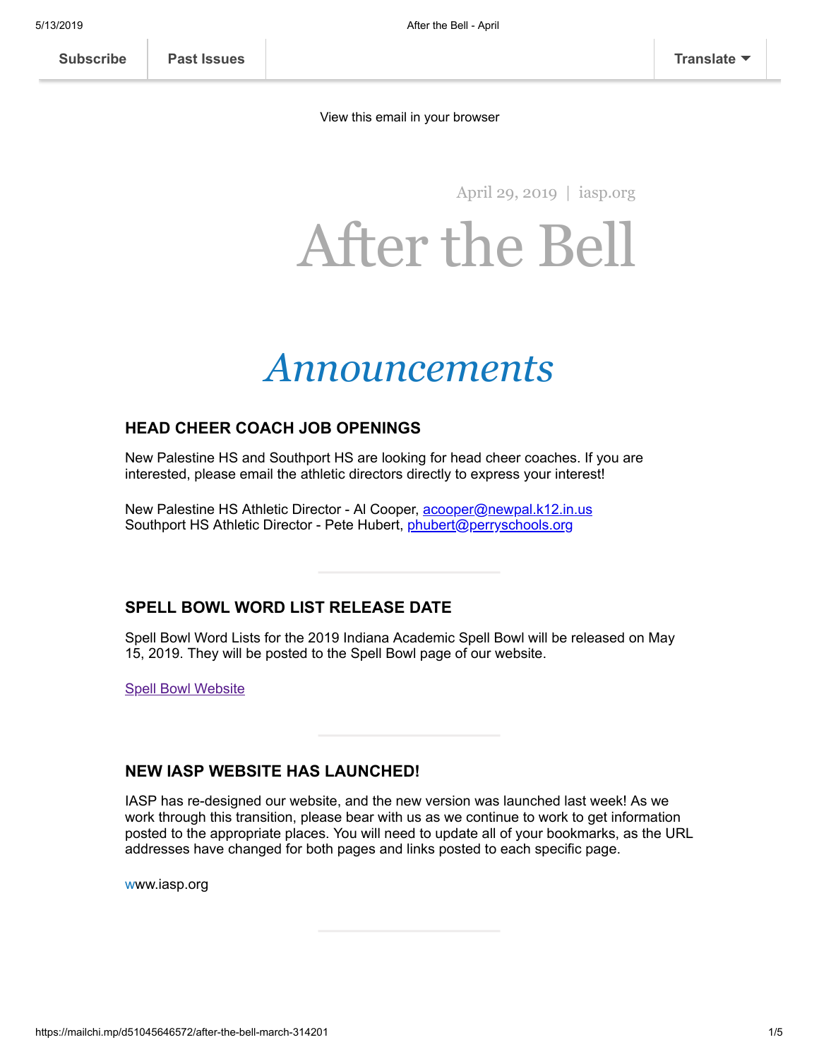Subscribe | Past Issues | Translate

View this email in your browser

April 29, 2019 | iasp.org

# After the Bell

## *Announcements*

### HEAD CHEER COACH JOB OPENINGS

New Palestine HS and Southport HS are looking for head cheer coaches. If you are interested, please email the athletic directors directly to express your interest!

New Palestine HS Athletic Director - Al Cooper, acooper@newpal.k12.in.us
Southport HS Athletic Director - Pete Hubert, phubert@perryschools.org

### SPELL BOWL WORD LIST RELEASE DATE

Spell Bowl Word Lists for the 2019 Indiana Academic Spell Bowl will be released on May 15, 2019. They will be posted to the Spell Bowl page of our website.

Spell Bowl Website

### NEW IASP WEBSITE HAS LAUNCHED!

IASP has re-designed our website, and the new version was launched last week! As we work through this transition, please bear with us as we continue to work to get information posted to the appropriate places. You will need to update all of your bookmarks, as the URL addresses have changed for both pages and links posted to each specific page.

www.iasp.org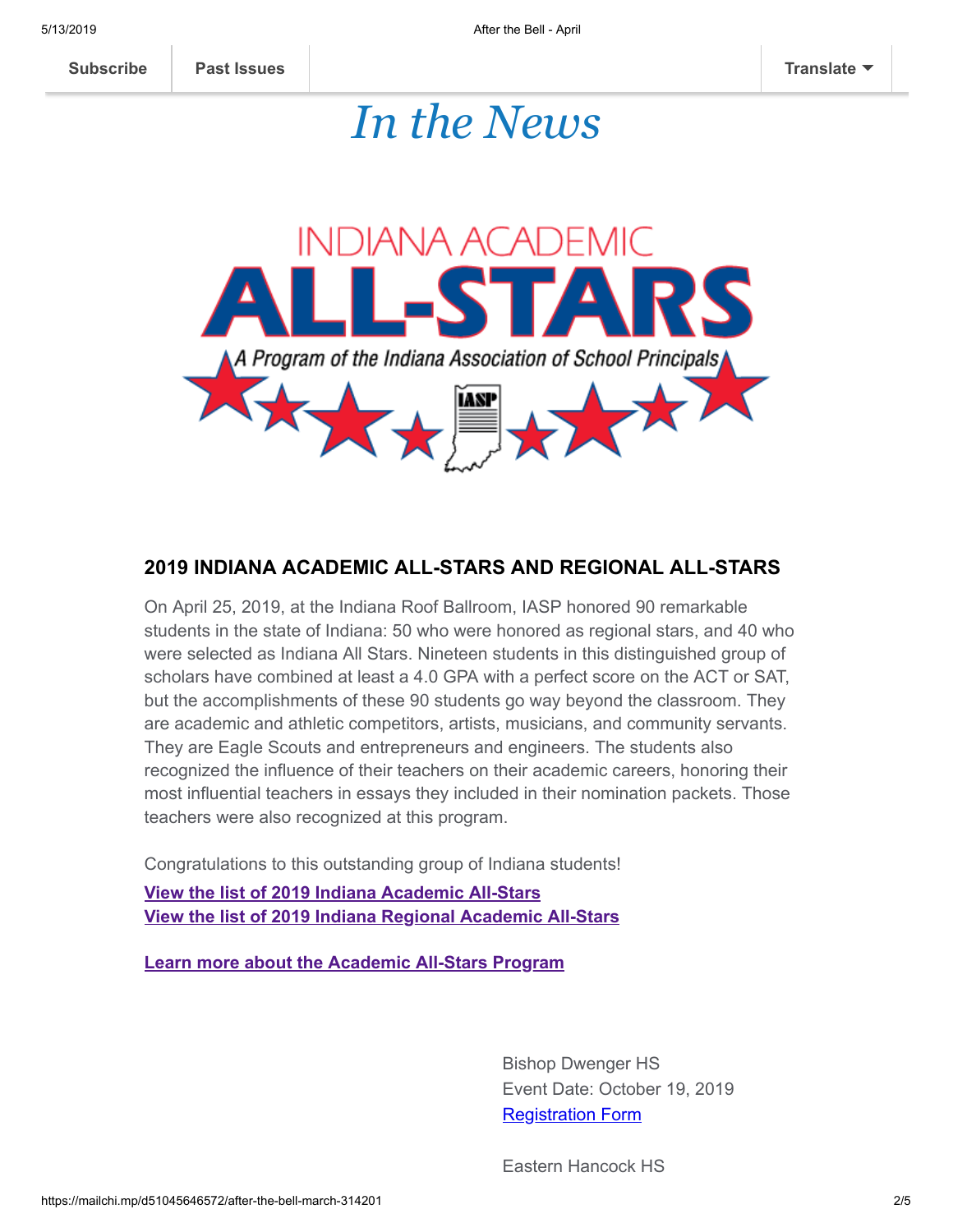Subscribe | Past Issues | Translate

# *In the News*

INDIANA ACADEMIC ALL-STARS

A Program of the Indiana Association of School Principals

## 2019 INDIANA ACADEMIC ALL-STARS AND REGIONAL ALL-STARS

On April 25, 2019, at the Indiana Roof Ballroom, IASP honored 90 remarkable students in the state of Indiana: 50 who were honored as regional stars, and 40 who were selected as Indiana All Stars. Nineteen students in this distinguished group of scholars have combined at least a 4.0 GPA with a perfect score on the ACT or SAT, but the accomplishments of these 90 students go way beyond the classroom. They are academic and athletic competitors, artists, musicians, and community servants. They are Eagle Scouts and entrepreneurs and engineers. The students also recognized the influence of their teachers on their academic careers, honoring their most influential teachers in essays they included in their nomination packets. Those teachers were also recognized at this program.

Congratulations to this outstanding group of Indiana students!

**View the list of 2019 Indiana Academic All-Stars**
**View the list of 2019 Indiana Regional Academic All-Stars**

**Learn more about the Academic All-Stars Program**

Bishop Dwenger HS
Event Date: October 19, 2019
Registration Form

Eastern Hancock HS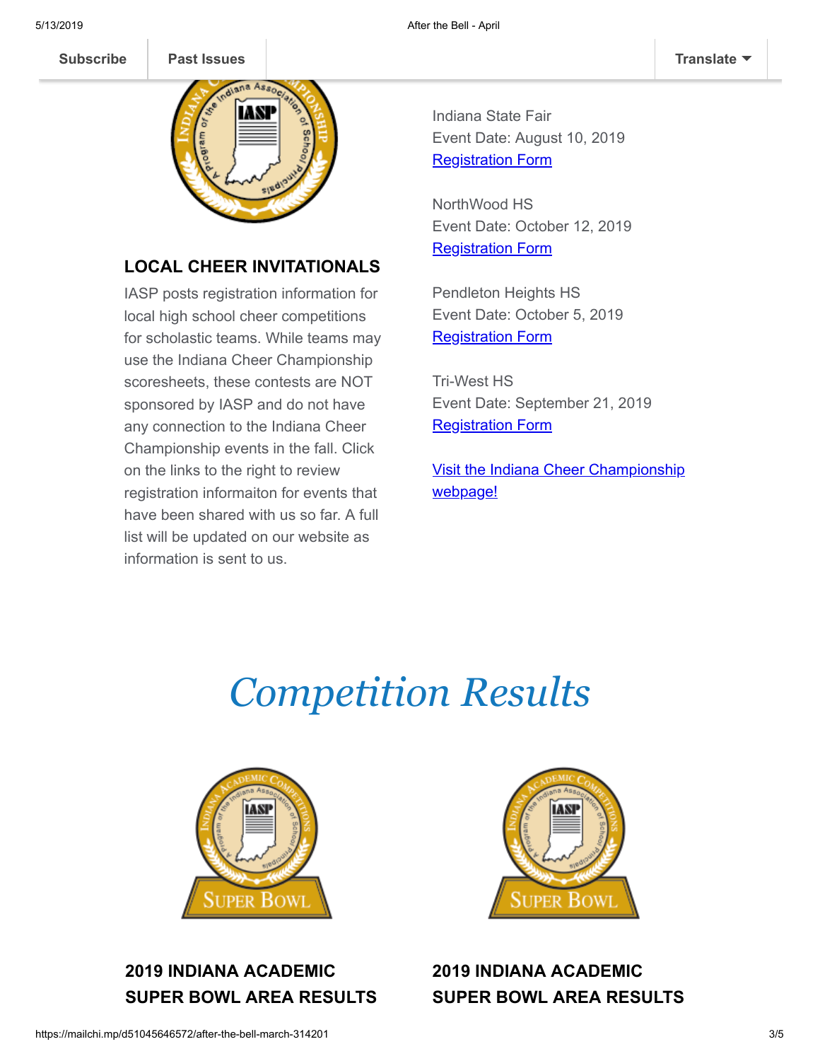Subscribe | Past Issues | Translate

## LOCAL CHEER INVITATIONALS

IASP posts registration information for local high school cheer competitions for scholastic teams. While teams may use the Indiana Cheer Championship scoresheets, these contests are NOT sponsored by IASP and do not have any connection to the Indiana Cheer Championship events in the fall. Click on the links to the right to review registration informaiton for events that have been shared with us so far. A full list will be updated on our website as information is sent to us.

Indiana State Fair
Event Date: August 10, 2019
Registration Form

NorthWood HS
Event Date: October 12, 2019
Registration Form

Pendleton Heights HS
Event Date: October 5, 2019
Registration Form

Tri-West HS
Event Date: September 21, 2019
Registration Form

Visit the Indiana Cheer Championship webpage!

# *Competition Results*

## 2019 INDIANA ACADEMIC SUPER BOWL AREA RESULTS

## 2019 INDIANA ACADEMIC SUPER BOWL AREA RESULTS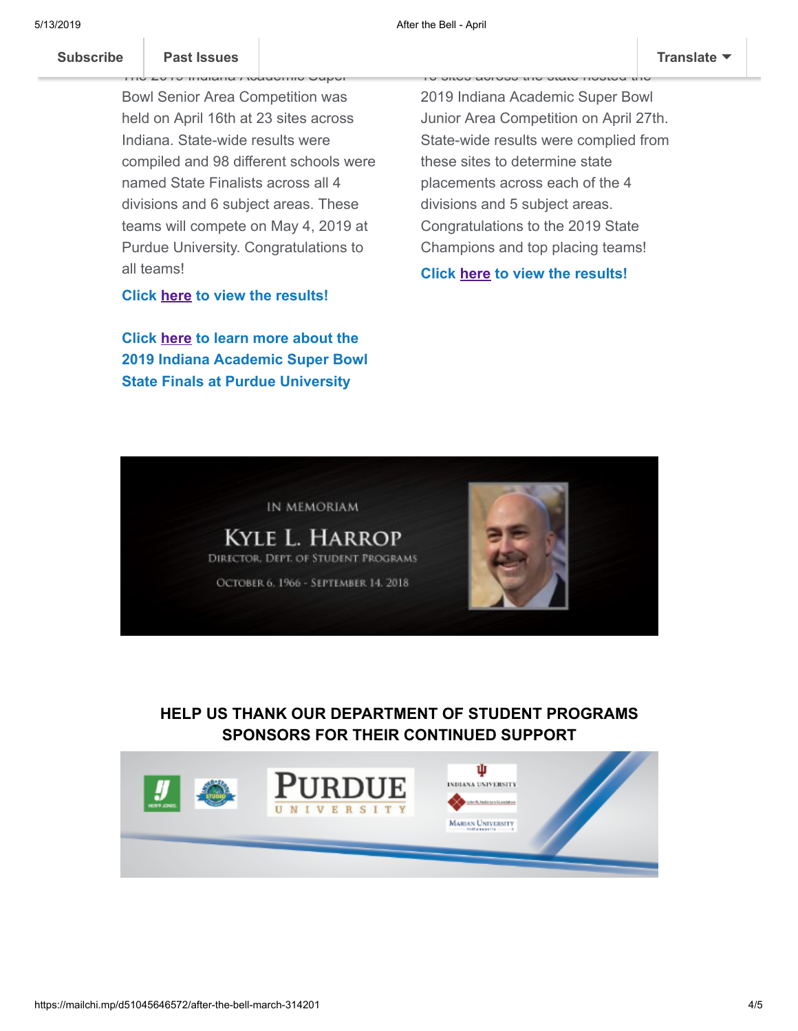The 2019 Indiana Academic Super Bowl Senior Area Competition was held on April 16th at 23 sites across Indiana. State-wide results were compiled and 98 different schools were named State Finalists across all 4 divisions and 6 subject areas. These teams will compete on May 4, 2019 at Purdue University. Congratulations to all teams!

**Click here to view the results!**

**Click here to learn more about the 2019 Indiana Academic Super Bowl State Finals at Purdue University**

16 sites across the state hosted the 2019 Indiana Academic Super Bowl Junior Area Competition on April 27th. State-wide results were complied from these sites to determine state placements across each of the 4 divisions and 5 subject areas. Congratulations to the 2019 State Champions and top placing teams!

**Click here to view the results!**

IN MEMORIAM

KYLE L. HARROP

DIRECTOR, DEPT. OF STUDENT PROGRAMS

OCTOBER 6, 1966 - SEPTEMBER 14, 2018

## HELP US THANK OUR DEPARTMENT OF STUDENT PROGRAMS SPONSORS FOR THEIR CONTINUED SUPPORT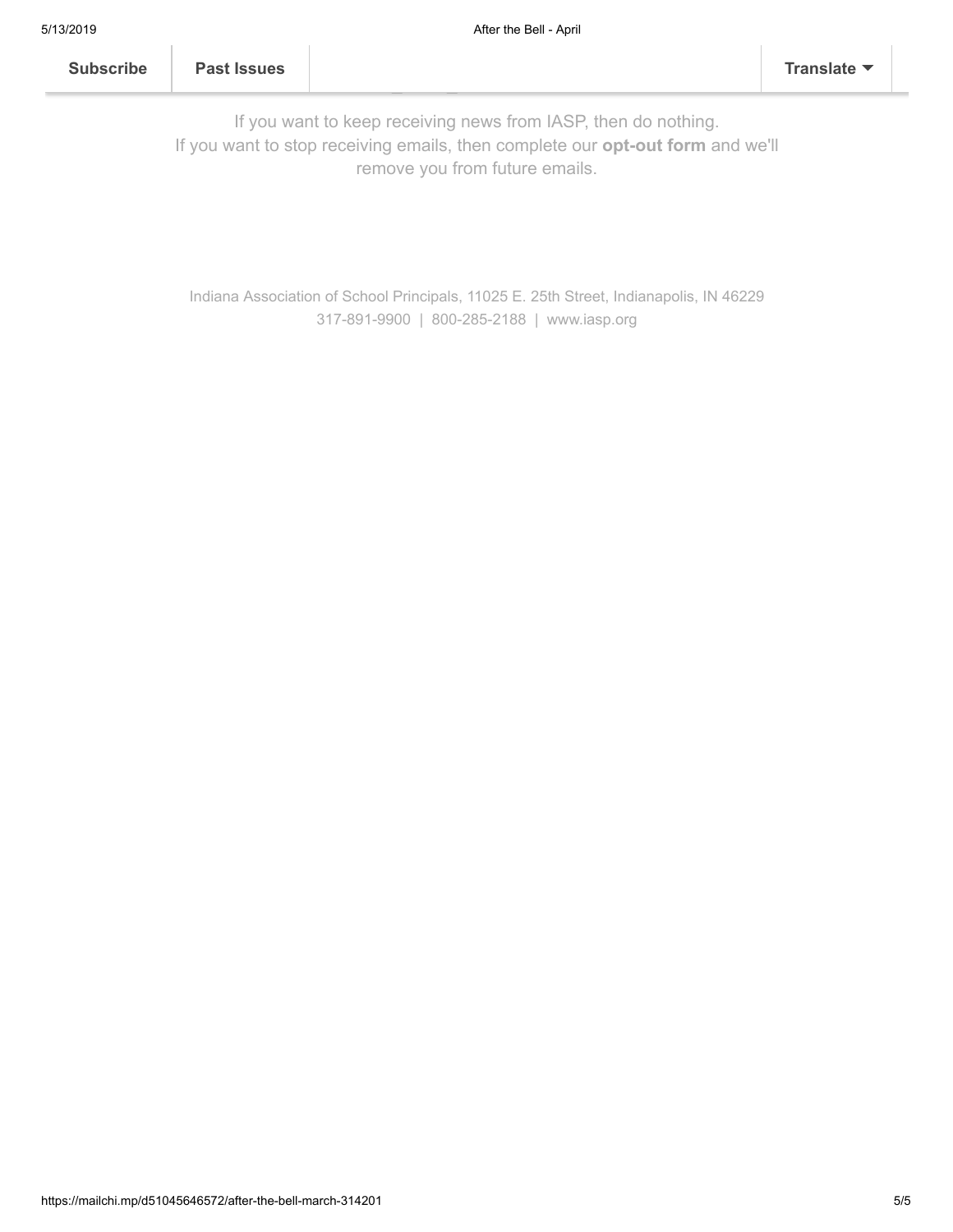If you want to keep receiving news from IASP, then do nothing.
If you want to stop receiving emails, then complete our **opt-out form** and we'll remove you from future emails.

Indiana Association of School Principals, 11025 E. 25th Street, Indianapolis, IN 46229
317-891-9900 | 800-285-2188 | www.iasp.org